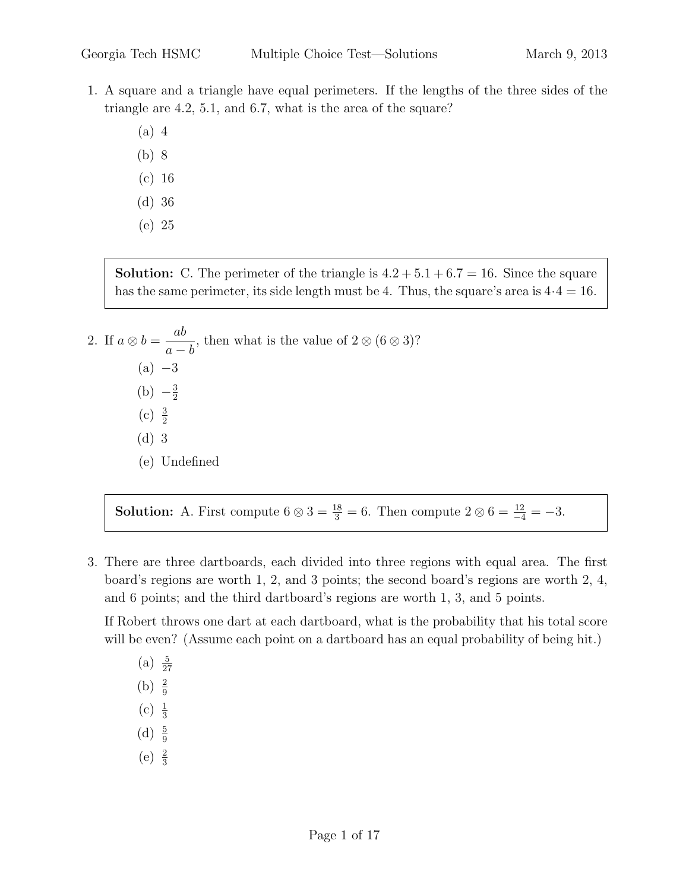1. A square and a triangle have equal perimeters. If the lengths of the three sides of the triangle are 4.2, 5.1, and 6.7, what is the area of the square?

   (a) 4
   (b) 8
   (c) 16
   (d) 36
   (e) 25

> **Solution:** C. The perimeter of the triangle is $4.2 + 5.1 + 6.7 = 16$. Since the square has the same perimeter, its side length must be 4. Thus, the square's area is $4 \cdot 4 = 16$.

2. If $a \otimes b = \dfrac{ab}{a-b}$, then what is the value of $2 \otimes (6 \otimes 3)$?

   (a) $-3$
   (b) $-\frac{3}{2}$
   (c) $\frac{3}{2}$
   (d) 3
   (e) Undefined

> **Solution:** A. First compute $6 \otimes 3 = \frac{18}{3} = 6$. Then compute $2 \otimes 6 = \frac{12}{-4} = -3$.

3. There are three dartboards, each divided into three regions with equal area. The first board's regions are worth 1, 2, and 3 points; the second board's regions are worth 2, 4, and 6 points; and the third dartboard's regions are worth 1, 3, and 5 points.

   If Robert throws one dart at each dartboard, what is the probability that his total score will be even? (Assume each point on a dartboard has an equal probability of being hit.)

   (a) $\frac{5}{27}$
   (b) $\frac{2}{9}$
   (c) $\frac{1}{3}$
   (d) $\frac{5}{9}$
   (e) $\frac{2}{3}$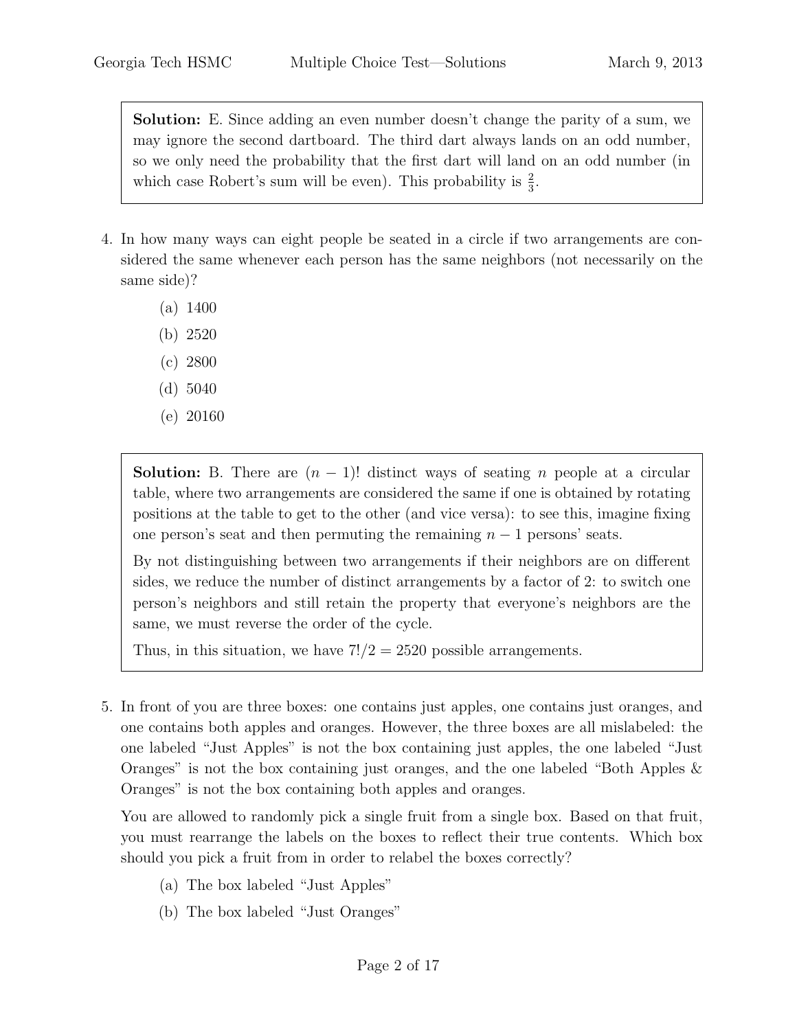**Solution:** E. Since adding an even number doesn't change the parity of a sum, we may ignore the second dartboard. The third dart always lands on an odd number, so we only need the probability that the first dart will land on an odd number (in which case Robert's sum will be even). This probability is $\frac{2}{3}$.

4. In how many ways can eight people be seated in a circle if two arrangements are considered the same whenever each person has the same neighbors (not necessarily on the same side)?

   (a) 1400

   (b) 2520

   (c) 2800

   (d) 5040

   (e) 20160

**Solution:** B. There are $(n-1)!$ distinct ways of seating $n$ people at a circular table, where two arrangements are considered the same if one is obtained by rotating positions at the table to get to the other (and vice versa): to see this, imagine fixing one person's seat and then permuting the remaining $n-1$ persons' seats.

By not distinguishing between two arrangements if their neighbors are on different sides, we reduce the number of distinct arrangements by a factor of 2: to switch one person's neighbors and still retain the property that everyone's neighbors are the same, we must reverse the order of the cycle.

Thus, in this situation, we have $7!/2 = 2520$ possible arrangements.

5. In front of you are three boxes: one contains just apples, one contains just oranges, and one contains both apples and oranges. However, the three boxes are all mislabeled: the one labeled "Just Apples" is not the box containing just apples, the one labeled "Just Oranges" is not the box containing just oranges, and the one labeled "Both Apples & Oranges" is not the box containing both apples and oranges.

   You are allowed to randomly pick a single fruit from a single box. Based on that fruit, you must rearrange the labels on the boxes to reflect their true contents. Which box should you pick a fruit from in order to relabel the boxes correctly?

   (a) The box labeled "Just Apples"

   (b) The box labeled "Just Oranges"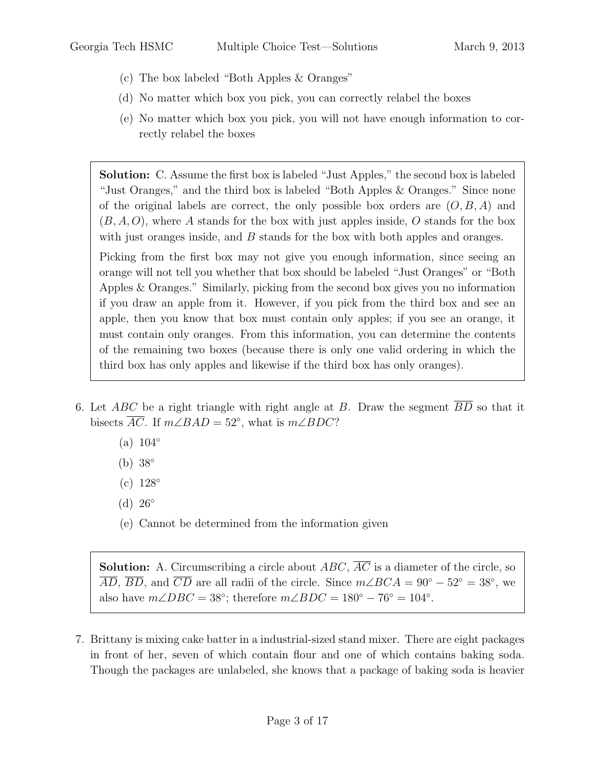(c) The box labeled "Both Apples & Oranges"

(d) No matter which box you pick, you can correctly relabel the boxes

(e) No matter which box you pick, you will not have enough information to correctly relabel the boxes

> **Solution:** C. Assume the first box is labeled "Just Apples," the second box is labeled "Just Oranges," and the third box is labeled "Both Apples & Oranges." Since none of the original labels are correct, the only possible box orders are $(O, B, A)$ and $(B, A, O)$, where $A$ stands for the box with just apples inside, $O$ stands for the box with just oranges inside, and $B$ stands for the box with both apples and oranges.
>
> Picking from the first box may not give you enough information, since seeing an orange will not tell you whether that box should be labeled "Just Oranges" or "Both Apples & Oranges." Similarly, picking from the second box gives you no information if you draw an apple from it. However, if you pick from the third box and see an apple, then you know that box must contain only apples; if you see an orange, it must contain only oranges. From this information, you can determine the contents of the remaining two boxes (because there is only one valid ordering in which the third box has only apples and likewise if the third box has only oranges).

6. Let $ABC$ be a right triangle with right angle at $B$. Draw the segment $\overline{BD}$ so that it bisects $\overline{AC}$. If $m\angle BAD = 52^\circ$, what is $m\angle BDC$?

   (a) $104^\circ$

   (b) $38^\circ$

   (c) $128^\circ$

   (d) $26^\circ$

   (e) Cannot be determined from the information given

> **Solution:** A. Circumscribing a circle about $ABC$, $\overline{AC}$ is a diameter of the circle, so $\overline{AD}$, $\overline{BD}$, and $\overline{CD}$ are all radii of the circle. Since $m\angle BCA = 90^\circ - 52^\circ = 38^\circ$, we also have $m\angle DBC = 38^\circ$; therefore $m\angle BDC = 180^\circ - 76^\circ = 104^\circ$.

7. Brittany is mixing cake batter in a industrial-sized stand mixer. There are eight packages in front of her, seven of which contain flour and one of which contains baking soda. Though the packages are unlabeled, she knows that a package of baking soda is heavier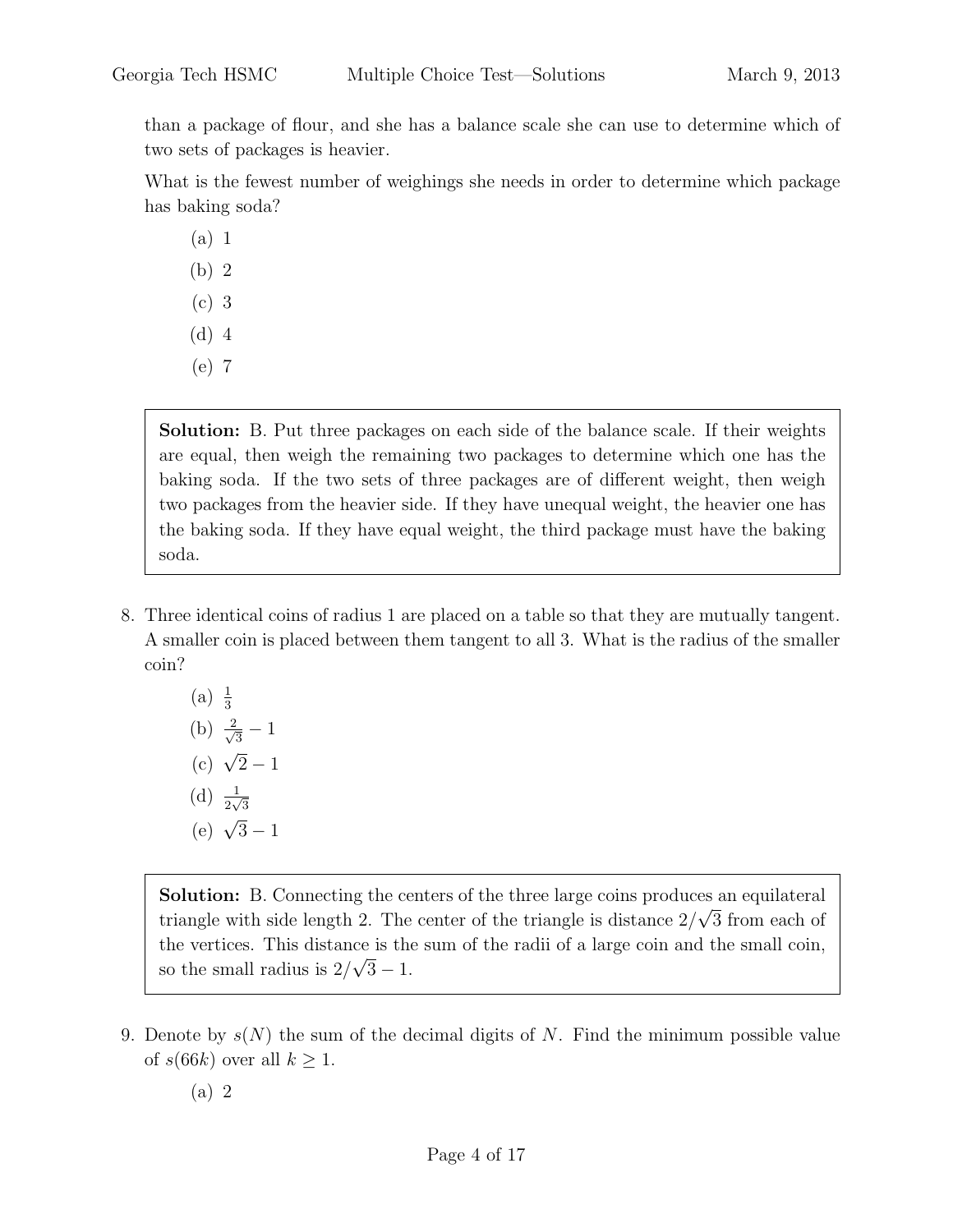than a package of flour, and she has a balance scale she can use to determine which of two sets of packages is heavier.

What is the fewest number of weighings she needs in order to determine which package has baking soda?

(a) 1

(b) 2

(c) 3

(d) 4

(e) 7

> **Solution:** B. Put three packages on each side of the balance scale. If their weights are equal, then weigh the remaining two packages to determine which one has the baking soda. If the two sets of three packages are of different weight, then weigh two packages from the heavier side. If they have unequal weight, the heavier one has the baking soda. If they have equal weight, the third package must have the baking soda.

8. Three identical coins of radius 1 are placed on a table so that they are mutually tangent. A smaller coin is placed between them tangent to all 3. What is the radius of the smaller coin?

   (a) $\frac{1}{3}$

   (b) $\frac{2}{\sqrt{3}} - 1$

   (c) $\sqrt{2} - 1$

   (d) $\frac{1}{2\sqrt{3}}$

   (e) $\sqrt{3} - 1$

> **Solution:** B. Connecting the centers of the three large coins produces an equilateral triangle with side length 2. The center of the triangle is distance $2/\sqrt{3}$ from each of the vertices. This distance is the sum of the radii of a large coin and the small coin, so the small radius is $2/\sqrt{3} - 1$.

9. Denote by $s(N)$ the sum of the decimal digits of $N$. Find the minimum possible value of $s(66k)$ over all $k \geq 1$.

   (a) 2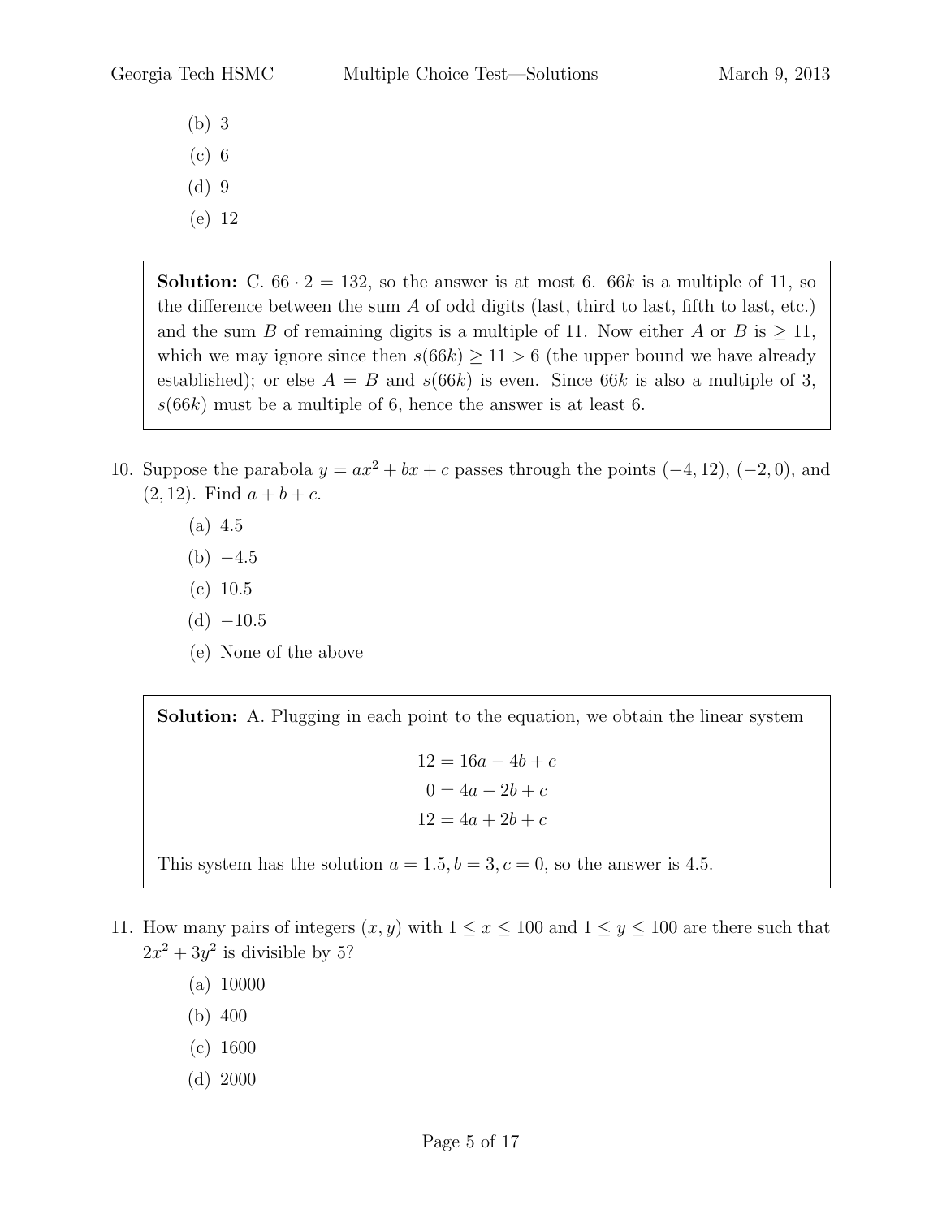(b) 3

(c) 6

(d) 9

(e) 12

> **Solution:** C. $66 \cdot 2 = 132$, so the answer is at most 6. $66k$ is a multiple of 11, so the difference between the sum $A$ of odd digits (last, third to last, fifth to last, etc.) and the sum $B$ of remaining digits is a multiple of 11. Now either $A$ or $B$ is $\geq 11$, which we may ignore since then $s(66k) \geq 11 > 6$ (the upper bound we have already established); or else $A = B$ and $s(66k)$ is even. Since $66k$ is also a multiple of 3, $s(66k)$ must be a multiple of 6, hence the answer is at least 6.

10. Suppose the parabola $y = ax^2 + bx + c$ passes through the points $(-4, 12)$, $(-2, 0)$, and $(2, 12)$. Find $a + b + c$.

    (a) 4.5

    (b) $-4.5$

    (c) 10.5

    (d) $-10.5$

    (e) None of the above

> **Solution:** A. Plugging in each point to the equation, we obtain the linear system
>
> $$12 = 16a - 4b + c$$
> $$0 = 4a - 2b + c$$
> $$12 = 4a + 2b + c$$
>
> This system has the solution $a = 1.5, b = 3, c = 0$, so the answer is 4.5.

11. How many pairs of integers $(x, y)$ with $1 \leq x \leq 100$ and $1 \leq y \leq 100$ are there such that $2x^2 + 3y^2$ is divisible by 5?

    (a) 10000

    (b) 400

    (c) 1600

    (d) 2000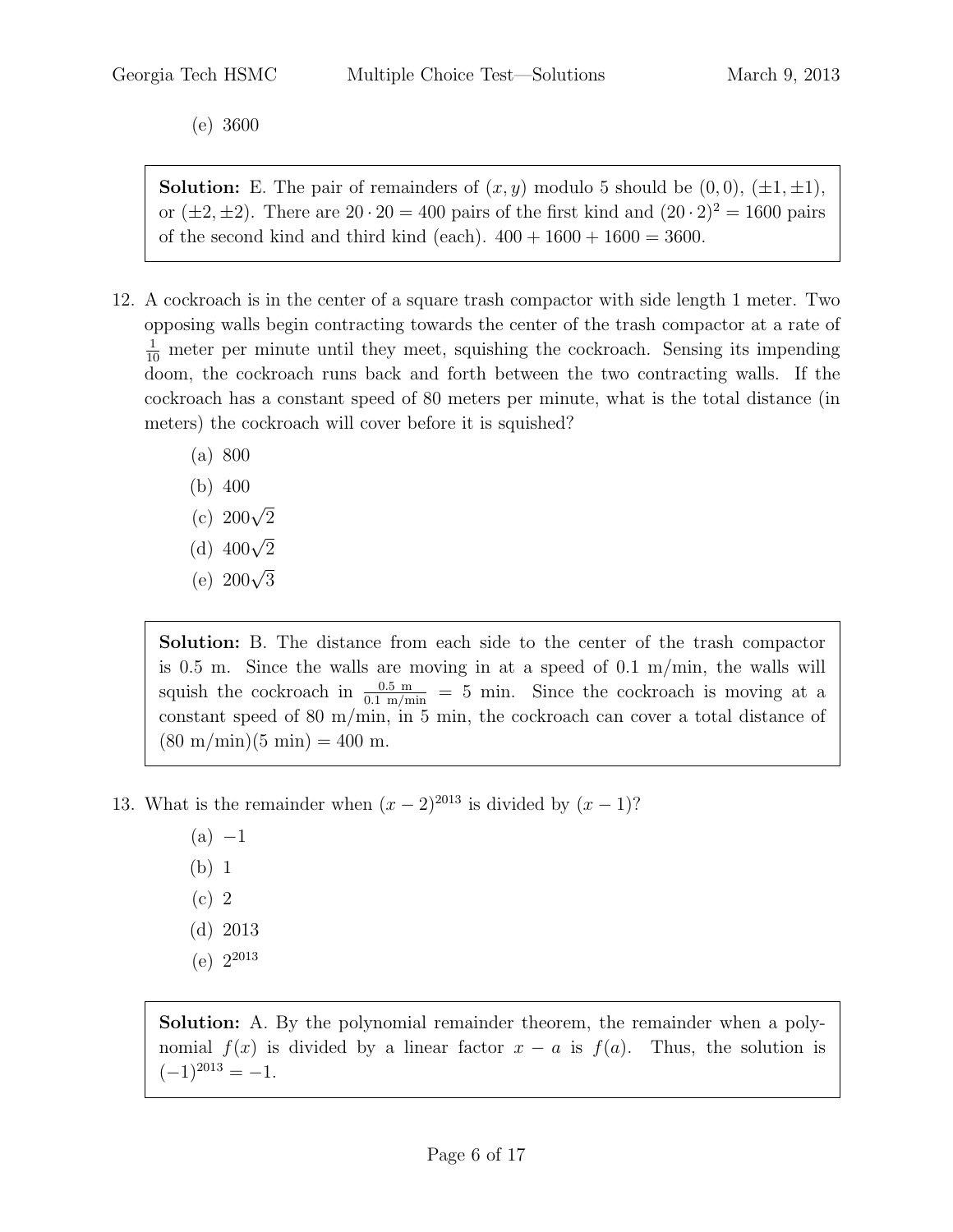(e) 3600

> **Solution:** E. The pair of remainders of $(x, y)$ modulo 5 should be $(0, 0)$, $(\pm 1, \pm 1)$, or $(\pm 2, \pm 2)$. There are $20 \cdot 20 = 400$ pairs of the first kind and $(20 \cdot 2)^2 = 1600$ pairs of the second kind and third kind (each). $400 + 1600 + 1600 = 3600$.

12. A cockroach is in the center of a square trash compactor with side length 1 meter. Two opposing walls begin contracting towards the center of the trash compactor at a rate of $\frac{1}{10}$ meter per minute until they meet, squishing the cockroach. Sensing its impending doom, the cockroach runs back and forth between the two contracting walls. If the cockroach has a constant speed of 80 meters per minute, what is the total distance (in meters) the cockroach will cover before it is squished?

    (a) 800
    (b) 400
    (c) $200\sqrt{2}$
    (d) $400\sqrt{2}$
    (e) $200\sqrt{3}$

> **Solution:** B. The distance from each side to the center of the trash compactor is 0.5 m. Since the walls are moving in at a speed of 0.1 m/min, the walls will squish the cockroach in $\frac{0.5 \text{ m}}{0.1 \text{ m/min}} = 5$ min. Since the cockroach is moving at a constant speed of 80 m/min, in 5 min, the cockroach can cover a total distance of (80 m/min)(5 min) = 400 m.

13. What is the remainder when $(x - 2)^{2013}$ is divided by $(x - 1)$?

    (a) $-1$
    (b) 1
    (c) 2
    (d) 2013
    (e) $2^{2013}$

> **Solution:** A. By the polynomial remainder theorem, the remainder when a polynomial $f(x)$ is divided by a linear factor $x - a$ is $f(a)$. Thus, the solution is $(-1)^{2013} = -1$.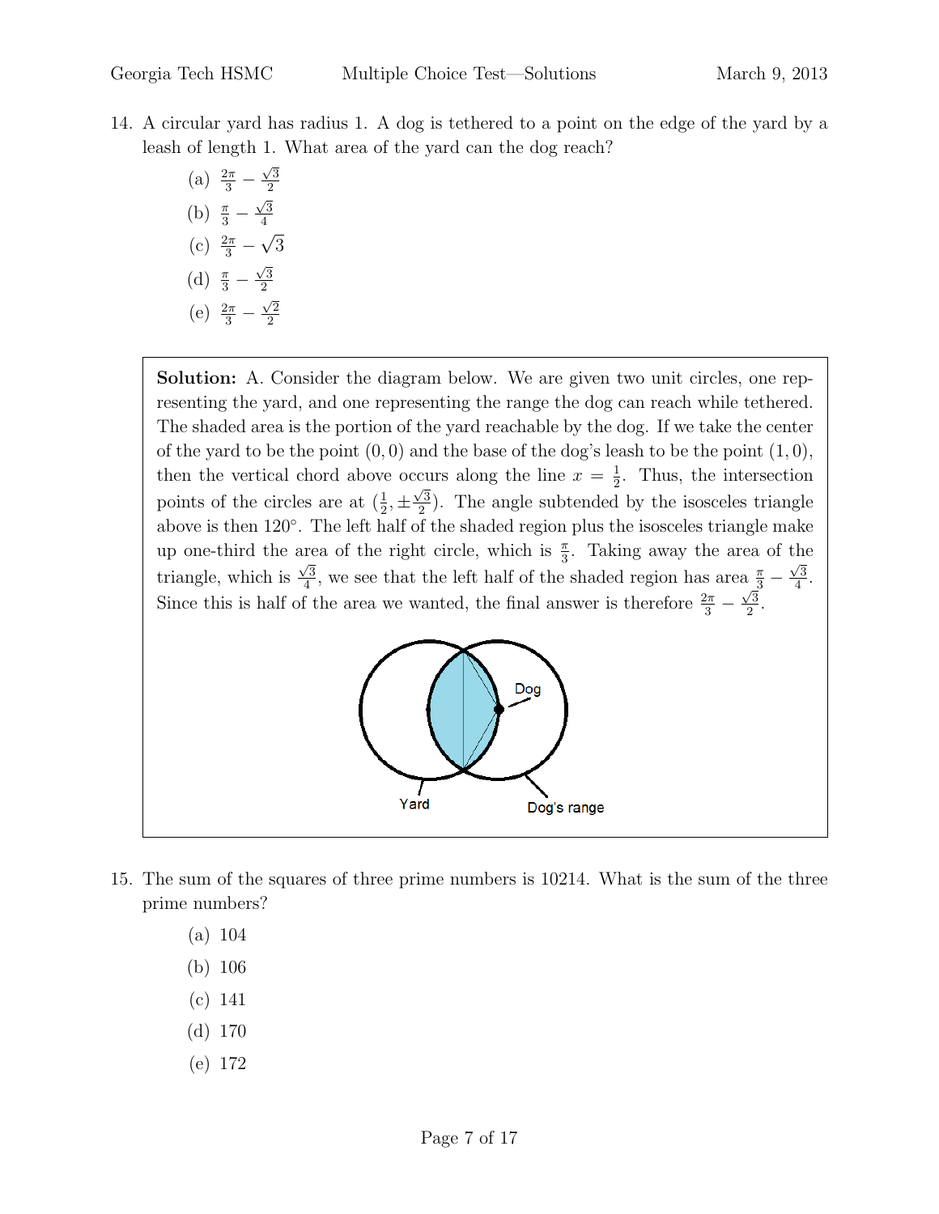14. A circular yard has radius 1. A dog is tethered to a point on the edge of the yard by a leash of length 1. What area of the yard can the dog reach?

    (a) $\frac{2\pi}{3} - \frac{\sqrt{3}}{2}$

    (b) $\frac{\pi}{3} - \frac{\sqrt{3}}{4}$

    (c) $\frac{2\pi}{3} - \sqrt{3}$

    (d) $\frac{\pi}{3} - \frac{\sqrt{3}}{2}$

    (e) $\frac{2\pi}{3} - \frac{\sqrt{2}}{2}$

**Solution:** A. Consider the diagram below. We are given two unit circles, one representing the yard, and one representing the range the dog can reach while tethered. The shaded area is the portion of the yard reachable by the dog. If we take the center of the yard to be the point $(0, 0)$ and the base of the dog's leash to be the point $(1, 0)$, then the vertical chord above occurs along the line $x = \frac{1}{2}$. Thus, the intersection points of the circles are at $(\frac{1}{2}, \pm\frac{\sqrt{3}}{2})$. The angle subtended by the isosceles triangle above is then $120°$. The left half of the shaded region plus the isosceles triangle make up one-third the area of the right circle, which is $\frac{\pi}{3}$. Taking away the area of the triangle, which is $\frac{\sqrt{3}}{4}$, we see that the left half of the shaded region has area $\frac{\pi}{3} - \frac{\sqrt{3}}{4}$. Since this is half of the area we wanted, the final answer is therefore $\frac{2\pi}{3} - \frac{\sqrt{3}}{2}$.

15. The sum of the squares of three prime numbers is 10214. What is the sum of the three prime numbers?

    (a) 104

    (b) 106

    (c) 141

    (d) 170

    (e) 172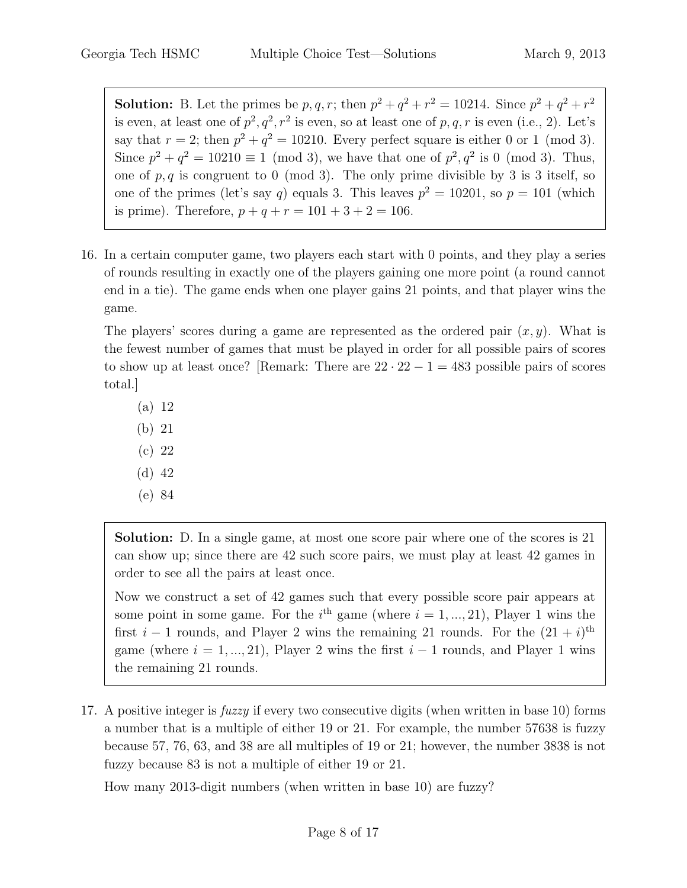**Solution:** B. Let the primes be $p, q, r$; then $p^2 + q^2 + r^2 = 10214$. Since $p^2 + q^2 + r^2$ is even, at least one of $p^2, q^2, r^2$ is even, so at least one of $p, q, r$ is even (i.e., 2). Let's say that $r = 2$; then $p^2 + q^2 = 10210$. Every perfect square is either 0 or 1 (mod 3). Since $p^2 + q^2 = 10210 \equiv 1 \pmod{3}$, we have that one of $p^2, q^2$ is $0 \pmod{3}$. Thus, one of $p, q$ is congruent to $0 \pmod{3}$. The only prime divisible by 3 is 3 itself, so one of the primes (let's say $q$) equals 3. This leaves $p^2 = 10201$, so $p = 101$ (which is prime). Therefore, $p + q + r = 101 + 3 + 2 = 106$.

16. In a certain computer game, two players each start with 0 points, and they play a series of rounds resulting in exactly one of the players gaining one more point (a round cannot end in a tie). The game ends when one player gains 21 points, and that player wins the game.

    The players' scores during a game are represented as the ordered pair $(x, y)$. What is the fewest number of games that must be played in order for all possible pairs of scores to show up at least once? [Remark: There are $22 \cdot 22 - 1 = 483$ possible pairs of scores total.]

    (a) 12
    (b) 21
    (c) 22
    (d) 42
    (e) 84

**Solution:** D. In a single game, at most one score pair where one of the scores is 21 can show up; since there are 42 such score pairs, we must play at least 42 games in order to see all the pairs at least once.

Now we construct a set of 42 games such that every possible score pair appears at some point in some game. For the $i^{\text{th}}$ game (where $i = 1, ..., 21$), Player 1 wins the first $i - 1$ rounds, and Player 2 wins the remaining 21 rounds. For the $(21 + i)^{\text{th}}$ game (where $i = 1, ..., 21$), Player 2 wins the first $i - 1$ rounds, and Player 1 wins the remaining 21 rounds.

17. A positive integer is *fuzzy* if every two consecutive digits (when written in base 10) forms a number that is a multiple of either 19 or 21. For example, the number 57638 is fuzzy because 57, 76, 63, and 38 are all multiples of 19 or 21; however, the number 3838 is not fuzzy because 83 is not a multiple of either 19 or 21.

    How many 2013-digit numbers (when written in base 10) are fuzzy?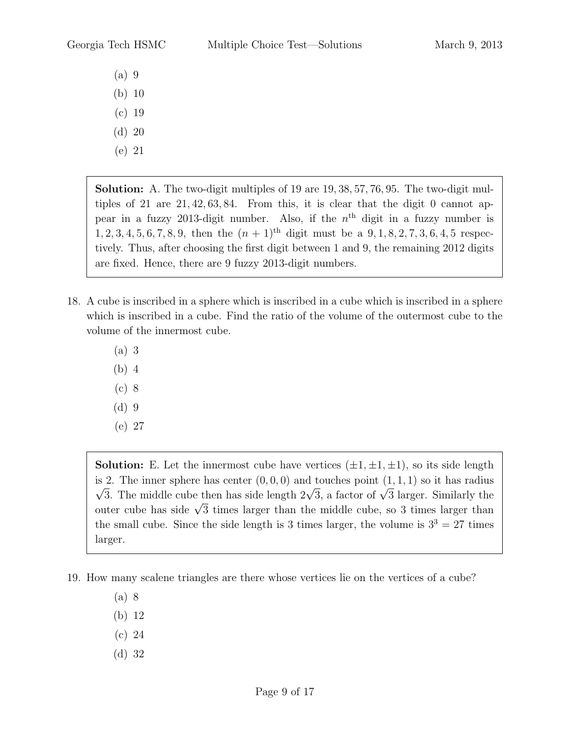(a) 9
(b) 10
(c) 19
(d) 20
(e) 21

**Solution:** A. The two-digit multiples of 19 are $19, 38, 57, 76, 95$. The two-digit multiples of 21 are $21, 42, 63, 84$. From this, it is clear that the digit 0 cannot appear in a fuzzy 2013-digit number. Also, if the $n^{\text{th}}$ digit in a fuzzy number is $1, 2, 3, 4, 5, 6, 7, 8, 9$, then the $(n+1)^{\text{th}}$ digit must be a $9, 1, 8, 2, 7, 3, 6, 4, 5$ respectively. Thus, after choosing the first digit between 1 and 9, the remaining 2012 digits are fixed. Hence, there are 9 fuzzy 2013-digit numbers.

18. A cube is inscribed in a sphere which is inscribed in a cube which is inscribed in a sphere which is inscribed in a cube. Find the ratio of the volume of the outermost cube to the volume of the innermost cube.

(a) 3
(b) 4
(c) 8
(d) 9
(e) 27

**Solution:** E. Let the innermost cube have vertices $(\pm 1, \pm 1, \pm 1)$, so its side length is 2. The inner sphere has center $(0, 0, 0)$ and touches point $(1, 1, 1)$ so it has radius $\sqrt{3}$. The middle cube then has side length $2\sqrt{3}$, a factor of $\sqrt{3}$ larger. Similarly the outer cube has side $\sqrt{3}$ times larger than the middle cube, so 3 times larger than the small cube. Since the side length is 3 times larger, the volume is $3^3 = 27$ times larger.

19. How many scalene triangles are there whose vertices lie on the vertices of a cube?

(a) 8
(b) 12
(c) 24
(d) 32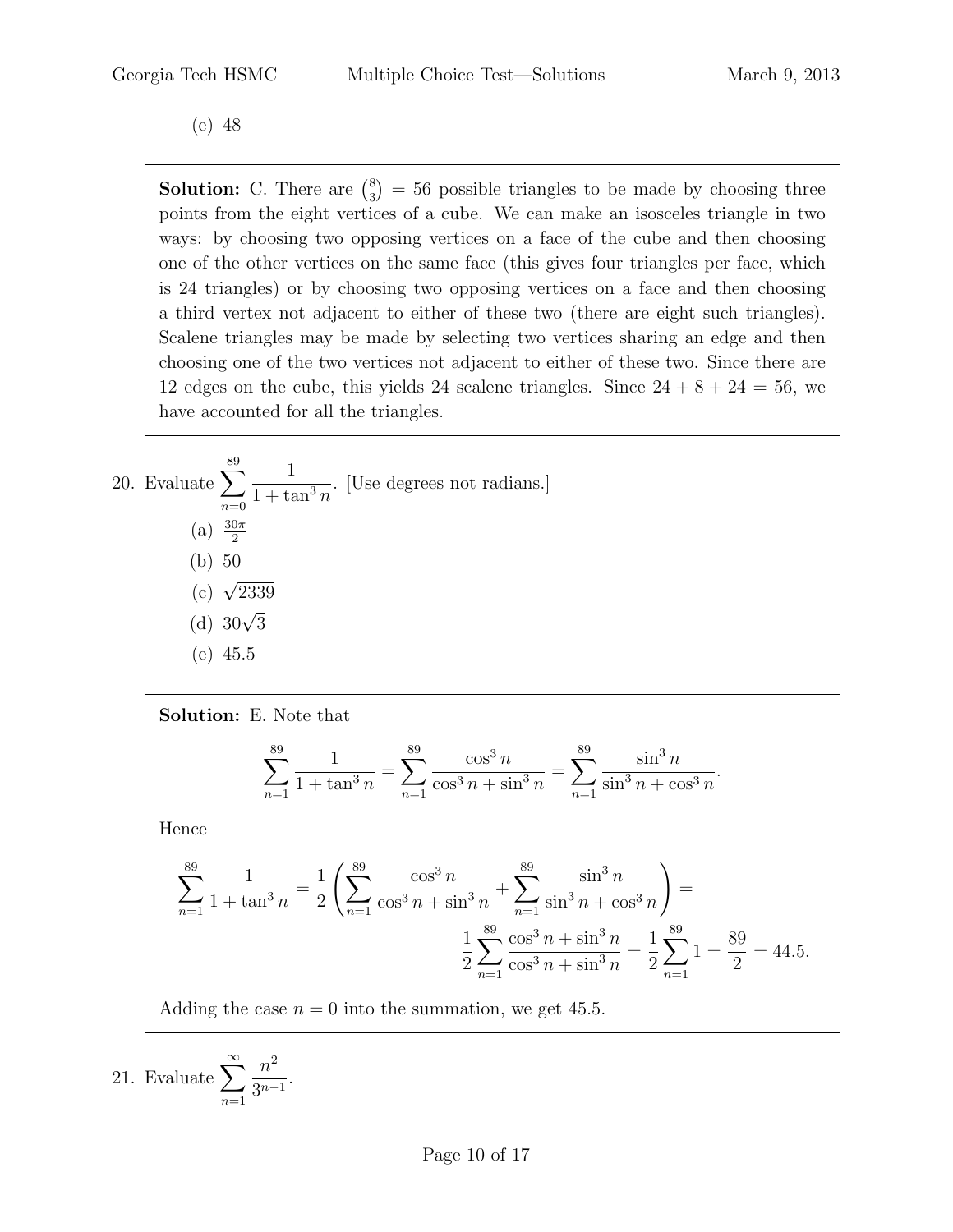(e) 48

> **Solution:** C. There are $\binom{8}{3} = 56$ possible triangles to be made by choosing three points from the eight vertices of a cube. We can make an isosceles triangle in two ways: by choosing two opposing vertices on a face of the cube and then choosing one of the other vertices on the same face (this gives four triangles per face, which is 24 triangles) or by choosing two opposing vertices on a face and then choosing a third vertex not adjacent to either of these two (there are eight such triangles). Scalene triangles may be made by selecting two vertices sharing an edge and then choosing one of the two vertices not adjacent to either of these two. Since there are 12 edges on the cube, this yields 24 scalene triangles. Since $24 + 8 + 24 = 56$, we have accounted for all the triangles.

20. Evaluate $\displaystyle\sum_{n=0}^{89} \frac{1}{1+\tan^3 n}$. [Use degrees not radians.]

(a) $\frac{30\pi}{2}$

(b) 50

(c) $\sqrt{2339}$

(d) $30\sqrt{3}$

(e) 45.5

> **Solution:** E. Note that
>
> $$\sum_{n=1}^{89} \frac{1}{1+\tan^3 n} = \sum_{n=1}^{89} \frac{\cos^3 n}{\cos^3 n + \sin^3 n} = \sum_{n=1}^{89} \frac{\sin^3 n}{\sin^3 n + \cos^3 n}.$$
>
> Hence
>
> $$\sum_{n=1}^{89} \frac{1}{1+\tan^3 n} = \frac{1}{2}\left(\sum_{n=1}^{89} \frac{\cos^3 n}{\cos^3 n + \sin^3 n} + \sum_{n=1}^{89} \frac{\sin^3 n}{\sin^3 n + \cos^3 n}\right) =$$
>
> $$\frac{1}{2}\sum_{n=1}^{89} \frac{\cos^3 n + \sin^3 n}{\cos^3 n + \sin^3 n} = \frac{1}{2}\sum_{n=1}^{89} 1 = \frac{89}{2} = 44.5.$$
>
> Adding the case $n = 0$ into the summation, we get 45.5.

21. Evaluate $\displaystyle\sum_{n=1}^{\infty} \frac{n^2}{3^{n-1}}$.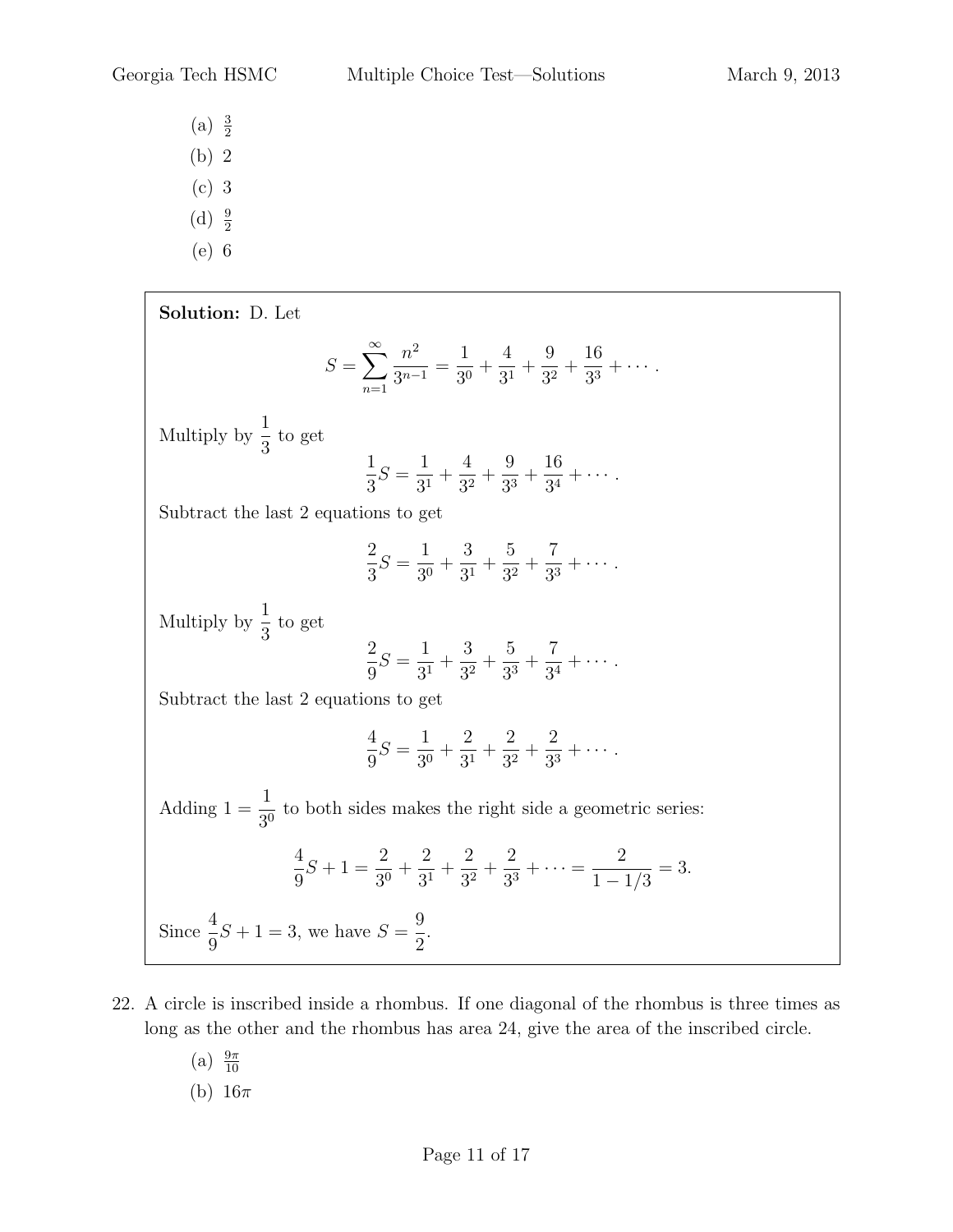(a) $\frac{3}{2}$

(b) 2

(c) 3

(d) $\frac{9}{2}$

(e) 6

**Solution:** D. Let

$$S = \sum_{n=1}^{\infty} \frac{n^2}{3^{n-1}} = \frac{1}{3^0} + \frac{4}{3^1} + \frac{9}{3^2} + \frac{16}{3^3} + \cdots.$$

Multiply by $\dfrac{1}{3}$ to get

$$\frac{1}{3}S = \frac{1}{3^1} + \frac{4}{3^2} + \frac{9}{3^3} + \frac{16}{3^4} + \cdots.$$

Subtract the last 2 equations to get

$$\frac{2}{3}S = \frac{1}{3^0} + \frac{3}{3^1} + \frac{5}{3^2} + \frac{7}{3^3} + \cdots.$$

Multiply by $\dfrac{1}{3}$ to get

$$\frac{2}{9}S = \frac{1}{3^1} + \frac{3}{3^2} + \frac{5}{3^3} + \frac{7}{3^4} + \cdots.$$

Subtract the last 2 equations to get

$$\frac{4}{9}S = \frac{1}{3^0} + \frac{2}{3^1} + \frac{2}{3^2} + \frac{2}{3^3} + \cdots.$$

Adding $1 = \dfrac{1}{3^0}$ to both sides makes the right side a geometric series:

$$\frac{4}{9}S + 1 = \frac{2}{3^0} + \frac{2}{3^1} + \frac{2}{3^2} + \frac{2}{3^3} + \cdots = \frac{2}{1 - 1/3} = 3.$$

Since $\dfrac{4}{9}S + 1 = 3$, we have $S = \dfrac{9}{2}$.

22. A circle is inscribed inside a rhombus. If one diagonal of the rhombus is three times as long as the other and the rhombus has area 24, give the area of the inscribed circle.

(a) $\frac{9\pi}{10}$

(b) $16\pi$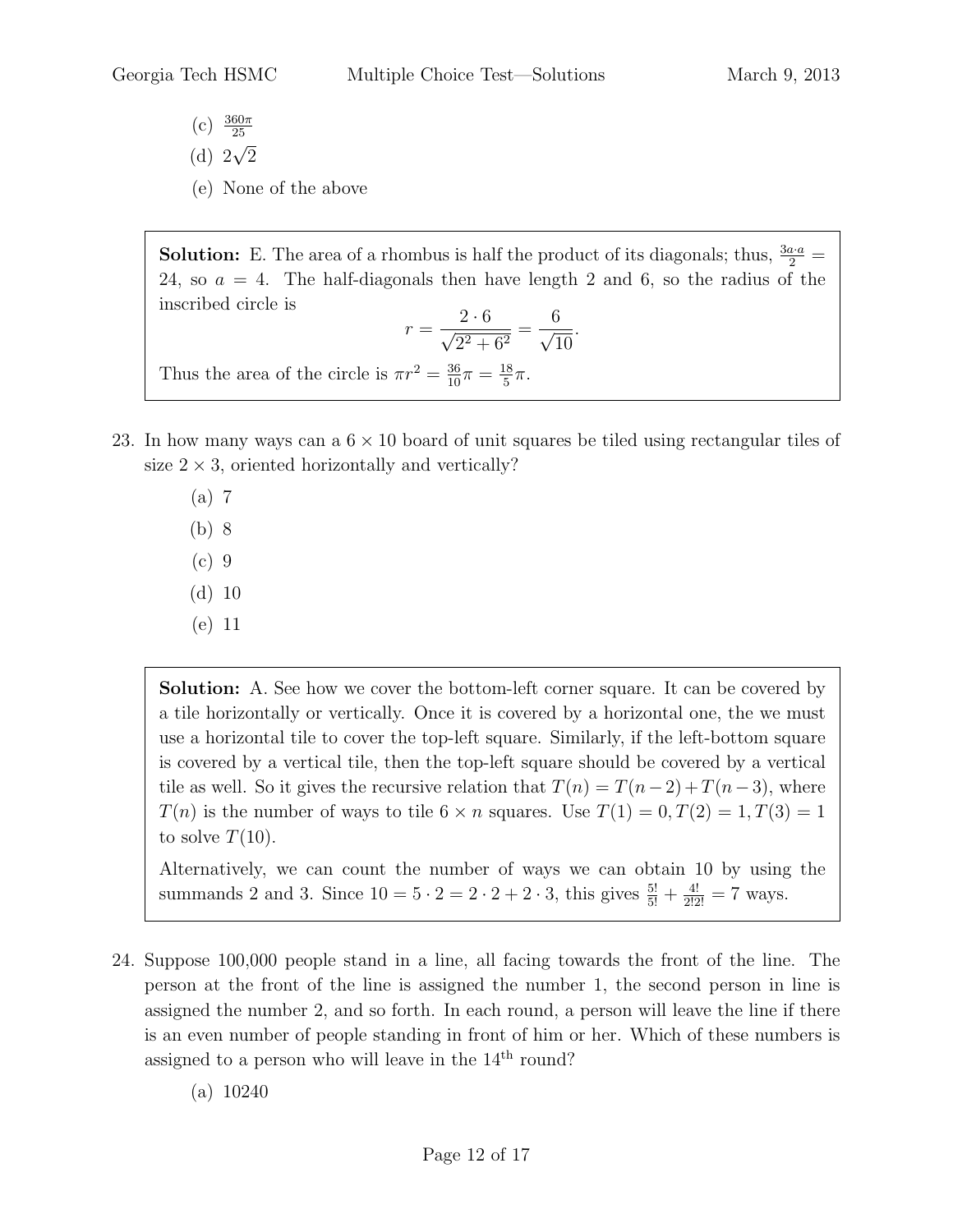(c) $\frac{360\pi}{25}$

(d) $2\sqrt{2}$

(e) None of the above

> **Solution:** E. The area of a rhombus is half the product of its diagonals; thus, $\frac{3a \cdot a}{2} = 24$, so $a = 4$. The half-diagonals then have length 2 and 6, so the radius of the inscribed circle is
> $$r = \frac{2 \cdot 6}{\sqrt{2^2 + 6^2}} = \frac{6}{\sqrt{10}}.$$
> Thus the area of the circle is $\pi r^2 = \frac{36}{10}\pi = \frac{18}{5}\pi$.

23. In how many ways can a $6 \times 10$ board of unit squares be tiled using rectangular tiles of size $2 \times 3$, oriented horizontally and vertically?

(a) 7

(b) 8

(c) 9

(d) 10

(e) 11

> **Solution:** A. See how we cover the bottom-left corner square. It can be covered by a tile horizontally or vertically. Once it is covered by a horizontal one, the we must use a horizontal tile to cover the top-left square. Similarly, if the left-bottom square is covered by a vertical tile, then the top-left square should be covered by a vertical tile as well. So it gives the recursive relation that $T(n) = T(n-2) + T(n-3)$, where $T(n)$ is the number of ways to tile $6 \times n$ squares. Use $T(1) = 0, T(2) = 1, T(3) = 1$ to solve $T(10)$.
>
> Alternatively, we can count the number of ways we can obtain 10 by using the summands 2 and 3. Since $10 = 5 \cdot 2 = 2 \cdot 2 + 2 \cdot 3$, this gives $\frac{5!}{5!} + \frac{4!}{2!2!} = 7$ ways.

24. Suppose 100,000 people stand in a line, all facing towards the front of the line. The person at the front of the line is assigned the number 1, the second person in line is assigned the number 2, and so forth. In each round, a person will leave the line if there is an even number of people standing in front of him or her. Which of these numbers is assigned to a person who will leave in the $14^{\text{th}}$ round?

(a) 10240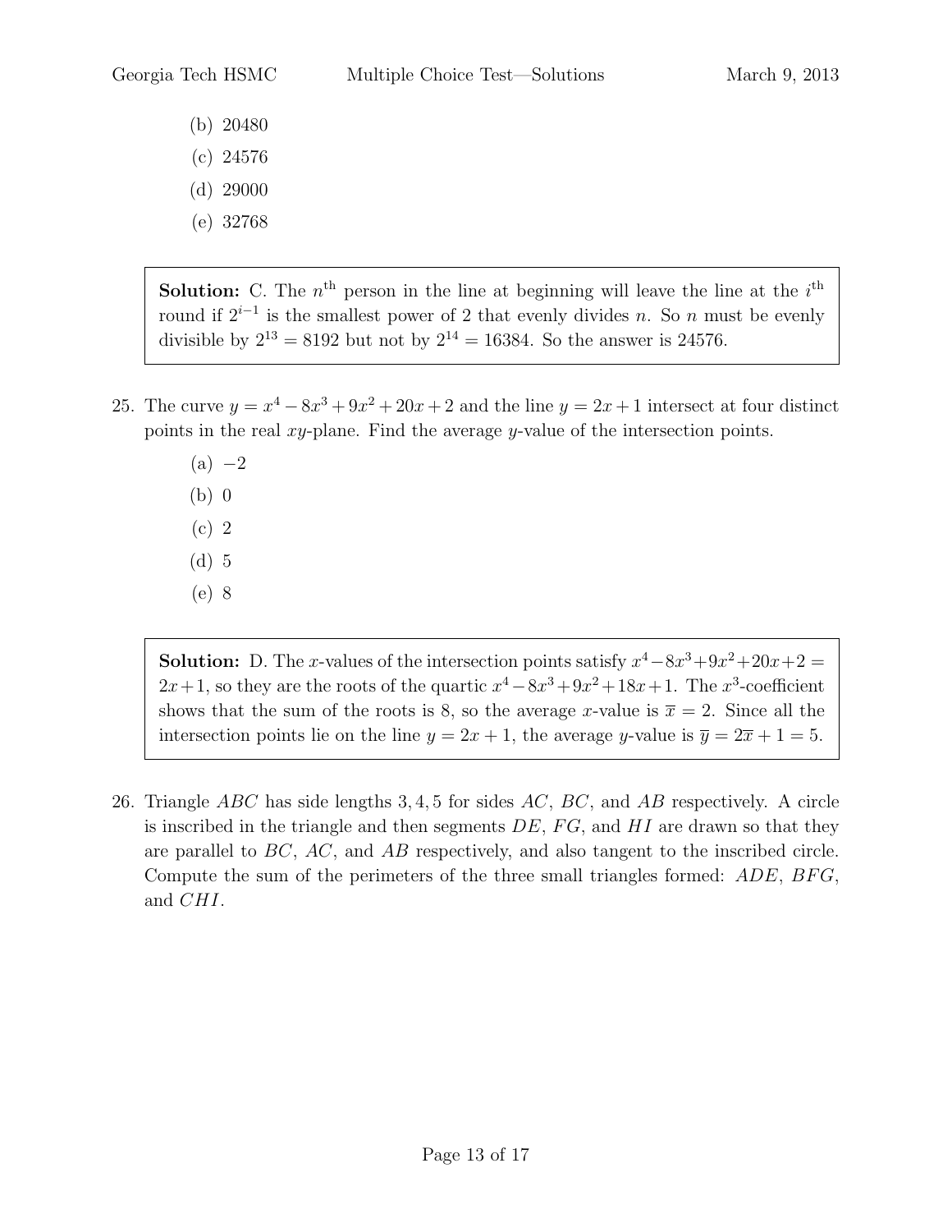(b) 20480

(c) 24576

(d) 29000

(e) 32768

**Solution:** C. The $n^{\text{th}}$ person in the line at beginning will leave the line at the $i^{\text{th}}$ round if $2^{i-1}$ is the smallest power of 2 that evenly divides $n$. So $n$ must be evenly divisible by $2^{13} = 8192$ but not by $2^{14} = 16384$. So the answer is 24576.

25. The curve $y = x^4 - 8x^3 + 9x^2 + 20x + 2$ and the line $y = 2x + 1$ intersect at four distinct points in the real $xy$-plane. Find the average $y$-value of the intersection points.

   (a) $-2$

   (b) 0

   (c) 2

   (d) 5

   (e) 8

**Solution:** D. The $x$-values of the intersection points satisfy $x^4 - 8x^3 + 9x^2 + 20x + 2 = 2x + 1$, so they are the roots of the quartic $x^4 - 8x^3 + 9x^2 + 18x + 1$. The $x^3$-coefficient shows that the sum of the roots is 8, so the average $x$-value is $\overline{x} = 2$. Since all the intersection points lie on the line $y = 2x + 1$, the average $y$-value is $\overline{y} = 2\overline{x} + 1 = 5$.

26. Triangle $ABC$ has side lengths $3, 4, 5$ for sides $AC$, $BC$, and $AB$ respectively. A circle is inscribed in the triangle and then segments $DE$, $FG$, and $HI$ are drawn so that they are parallel to $BC$, $AC$, and $AB$ respectively, and also tangent to the inscribed circle. Compute the sum of the perimeters of the three small triangles formed: $ADE$, $BFG$, and $CHI$.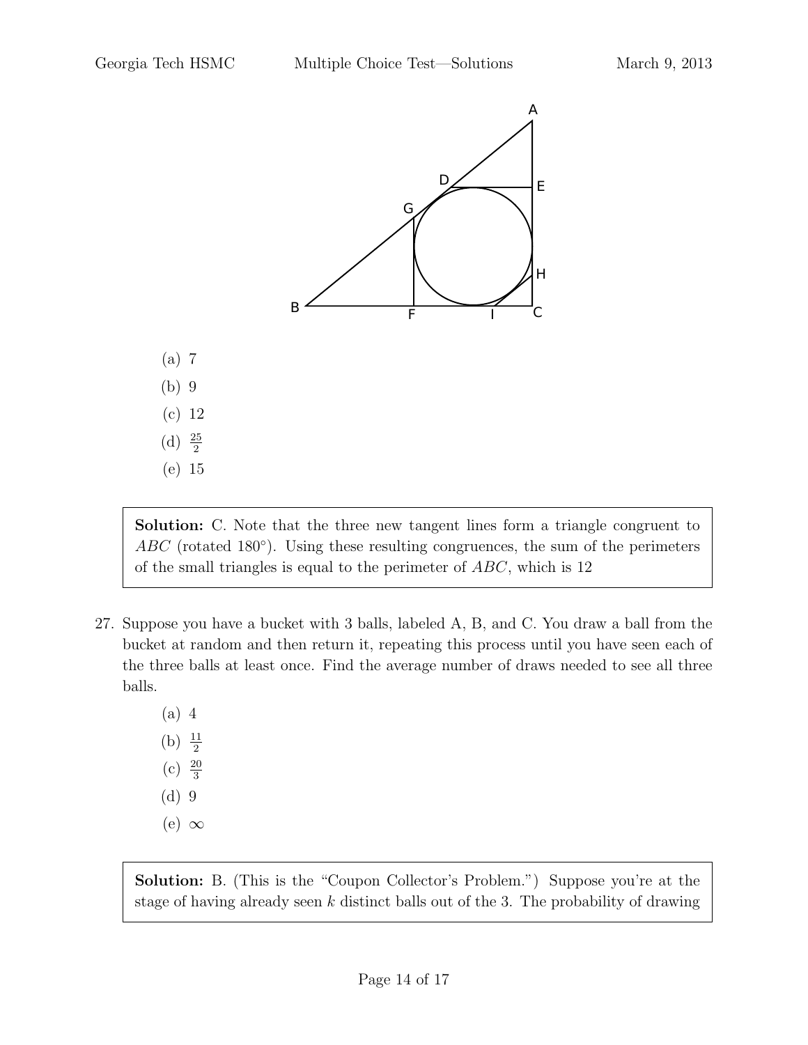(a) 7

(b) 9

(c) 12

(d) $\frac{25}{2}$

(e) 15

**Solution:** C. Note that the three new tangent lines form a triangle congruent to $ABC$ (rotated 180°). Using these resulting congruences, the sum of the perimeters of the small triangles is equal to the perimeter of $ABC$, which is 12

27. Suppose you have a bucket with 3 balls, labeled A, B, and C. You draw a ball from the bucket at random and then return it, repeating this process until you have seen each of the three balls at least once. Find the average number of draws needed to see all three balls.

    (a) 4

    (b) $\frac{11}{2}$

    (c) $\frac{20}{3}$

    (d) 9

    (e) $\infty$

**Solution:** B. (This is the "Coupon Collector's Problem.") Suppose you're at the stage of having already seen $k$ distinct balls out of the 3. The probability of drawing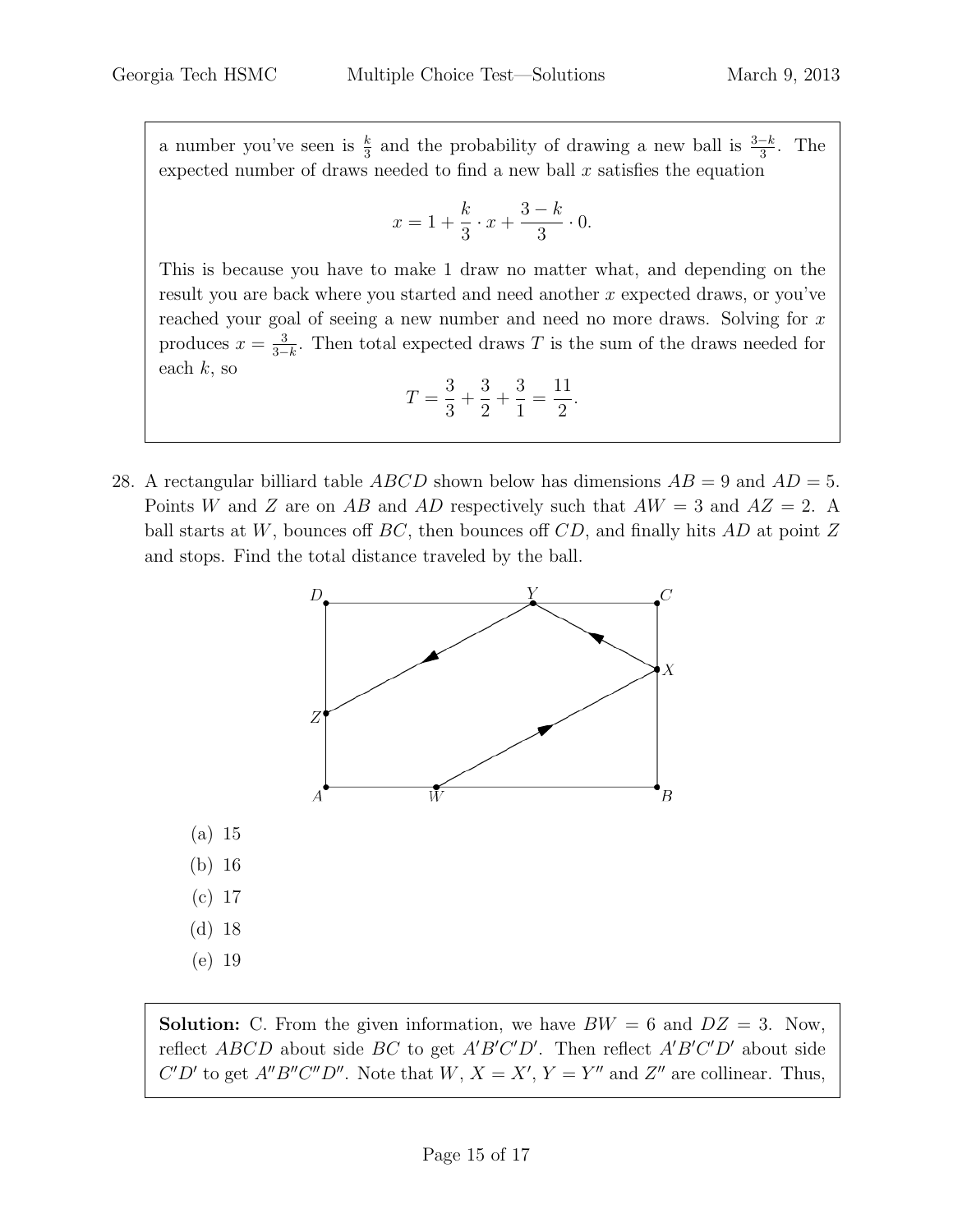a number you've seen is $\frac{k}{3}$ and the probability of drawing a new ball is $\frac{3-k}{3}$. The expected number of draws needed to find a new ball $x$ satisfies the equation

$$x = 1 + \frac{k}{3} \cdot x + \frac{3-k}{3} \cdot 0.$$

This is because you have to make 1 draw no matter what, and depending on the result you are back where you started and need another $x$ expected draws, or you've reached your goal of seeing a new number and need no more draws. Solving for $x$ produces $x = \frac{3}{3-k}$. Then total expected draws $T$ is the sum of the draws needed for each $k$, so

$$T = \frac{3}{3} + \frac{3}{2} + \frac{3}{1} = \frac{11}{2}.$$

28. A rectangular billiard table $ABCD$ shown below has dimensions $AB = 9$ and $AD = 5$. Points $W$ and $Z$ are on $AB$ and $AD$ respectively such that $AW = 3$ and $AZ = 2$. A ball starts at $W$, bounces off $BC$, then bounces off $CD$, and finally hits $AD$ at point $Z$ and stops. Find the total distance traveled by the ball.

   (a) 15
   (b) 16
   (c) 17
   (d) 18
   (e) 19

**Solution:** C. From the given information, we have $BW = 6$ and $DZ = 3$. Now, reflect $ABCD$ about side $BC$ to get $A'B'C'D'$. Then reflect $A'B'C'D'$ about side $C'D'$ to get $A''B''C''D''$. Note that $W$, $X = X'$, $Y = Y''$ and $Z''$ are collinear. Thus,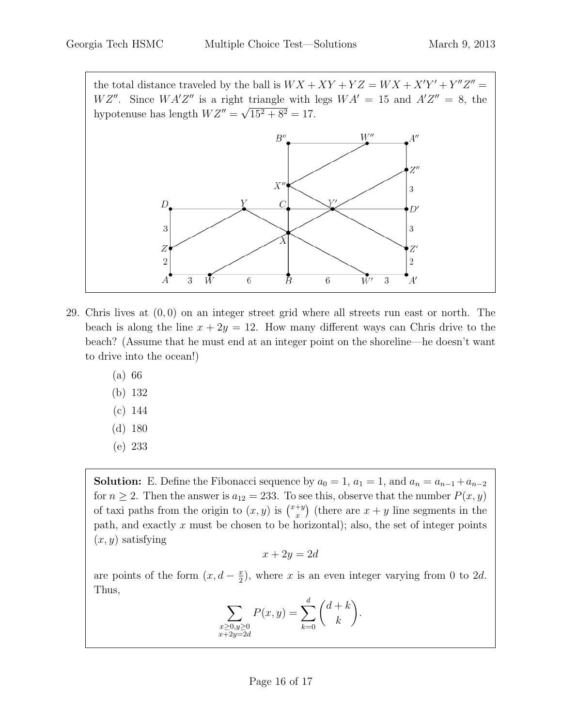the total distance traveled by the ball is $WX + XY + YZ = WX + X'Y' + Y''Z'' = WZ''$. Since $WA'Z''$ is a right triangle with legs $WA' = 15$ and $A'Z'' = 8$, the hypotenuse has length $WZ'' = \sqrt{15^2 + 8^2} = 17$.

29. Chris lives at $(0, 0)$ on an integer street grid where all streets run east or north. The beach is along the line $x + 2y = 12$. How many different ways can Chris drive to the beach? (Assume that he must end at an integer point on the shoreline—he doesn't want to drive into the ocean!)

   (a) 66
   (b) 132
   (c) 144
   (d) 180
   (e) 233

**Solution:** E. Define the Fibonacci sequence by $a_0 = 1$, $a_1 = 1$, and $a_n = a_{n-1} + a_{n-2}$ for $n \geq 2$. Then the answer is $a_{12} = 233$. To see this, observe that the number $P(x, y)$ of taxi paths from the origin to $(x, y)$ is $\binom{x+y}{x}$ (there are $x + y$ line segments in the path, and exactly $x$ must be chosen to be horizontal); also, the set of integer points $(x, y)$ satisfying

$$x + 2y = 2d$$

are points of the form $(x, d - \frac{x}{2})$, where $x$ is an even integer varying from 0 to $2d$. Thus,

$$\sum_{\substack{x \geq 0, y \geq 0 \\ x+2y=2d}} P(x, y) = \sum_{k=0}^{d} \binom{d+k}{k}.$$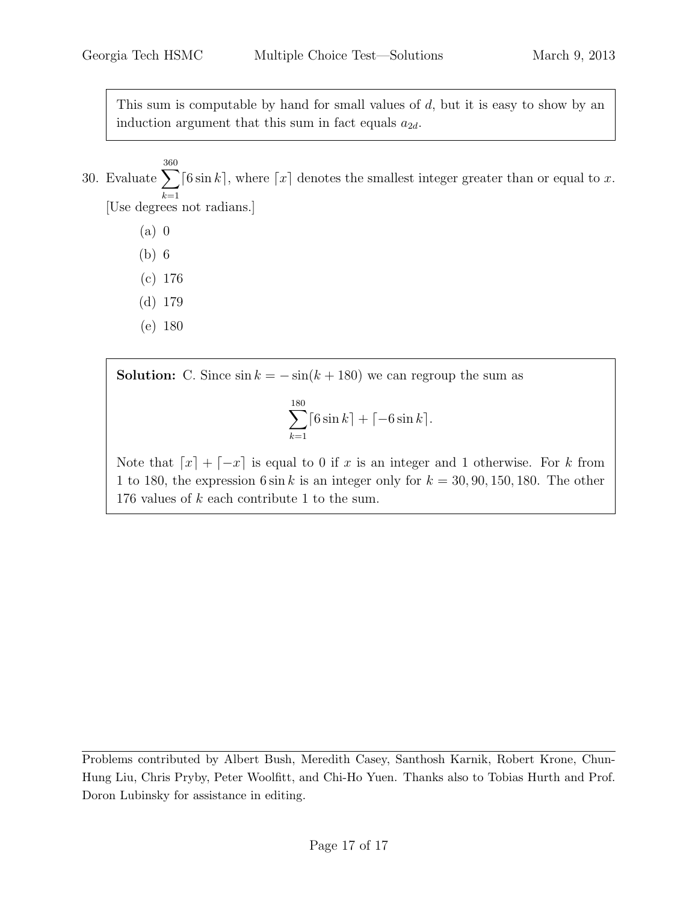This sum is computable by hand for small values of $d$, but it is easy to show by an induction argument that this sum in fact equals $a_{2d}$.

30. Evaluate $\sum_{k=1}^{360} \lceil 6 \sin k \rceil$, where $\lceil x \rceil$ denotes the smallest integer greater than or equal to $x$. [Use degrees not radians.]

    (a) 0

    (b) 6

    (c) 176

    (d) 179

    (e) 180

**Solution:** C. Since $\sin k = -\sin(k + 180)$ we can regroup the sum as

$$\sum_{k=1}^{180} \lceil 6 \sin k \rceil + \lceil -6 \sin k \rceil.$$

Note that $\lceil x \rceil + \lceil -x \rceil$ is equal to 0 if $x$ is an integer and 1 otherwise. For $k$ from 1 to 180, the expression $6 \sin k$ is an integer only for $k = 30, 90, 150, 180$. The other 176 values of $k$ each contribute 1 to the sum.

Problems contributed by Albert Bush, Meredith Casey, Santhosh Karnik, Robert Krone, Chun-Hung Liu, Chris Pryby, Peter Woolfitt, and Chi-Ho Yuen. Thanks also to Tobias Hurth and Prof. Doron Lubinsky for assistance in editing.